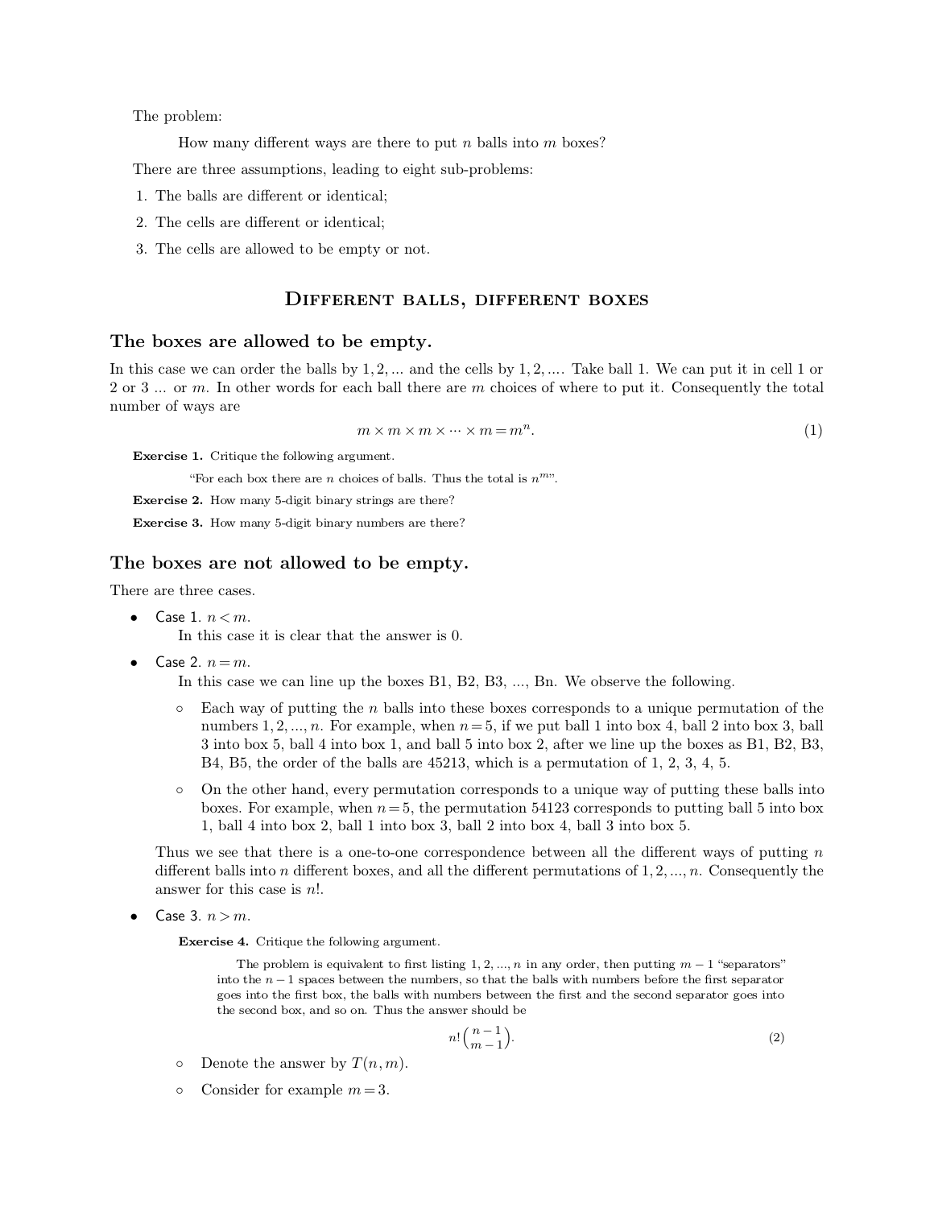The problem:

> How many different ways are there to put $n$ balls into $m$ boxes?

There are three assumptions, leading to eight sub-problems:

1. The balls are different or identical;
2. The cells are different or identical;
3. The cells are allowed to be empty or not.

## Different balls, different boxes

### The boxes are allowed to be empty.

In this case we can order the balls by $1, 2, \ldots$ and the cells by $1, 2, \ldots$. Take ball 1. We can put it in cell 1 or 2 or 3 ... or $m$. In other words for each ball there are $m$ choices of where to put it. Consequently the total number of ways are

$$m \times m \times m \times \cdots \times m = m^n. \tag{1}$$

**Exercise 1.** Critique the following argument.

> "For each box there are $n$ choices of balls. Thus the total is $n^m$".

**Exercise 2.** How many 5-digit binary strings are there?

**Exercise 3.** How many 5-digit binary numbers are there?

### The boxes are not allowed to be empty.

There are three cases.

- Case 1. $n < m$.

  In this case it is clear that the answer is 0.

- Case 2. $n = m$.

  In this case we can line up the boxes B1, B2, B3, ..., Bn. We observe the following.

  - Each way of putting the $n$ balls into these boxes corresponds to a unique permutation of the numbers $1, 2, \ldots, n$. For example, when $n = 5$, if we put ball 1 into box 4, ball 2 into box 3, ball 3 into box 5, ball 4 into box 1, and ball 5 into box 2, after we line up the boxes as B1, B2, B3, B4, B5, the order of the balls are 45213, which is a permutation of 1, 2, 3, 4, 5.
  - On the other hand, every permutation corresponds to a unique way of putting these balls into boxes. For example, when $n = 5$, the permutation 54123 corresponds to putting ball 5 into box 1, ball 4 into box 2, ball 1 into box 3, ball 2 into box 4, ball 3 into box 5.

  Thus we see that there is a one-to-one correspondence between all the different ways of putting $n$ different balls into $n$ different boxes, and all the different permutations of $1, 2, \ldots, n$. Consequently the answer for this case is $n!$.

- Case 3. $n > m$.

  **Exercise 4.** Critique the following argument.

  > The problem is equivalent to first listing $1, 2, \ldots, n$ in any order, then putting $m - 1$ "separators" into the $n - 1$ spaces between the numbers, so that the balls with numbers before the first separator goes into the first box, the balls with numbers between the first and the second separator goes into the second box, and so on. Thus the answer should be
  >
  > $$n! \binom{n-1}{m-1}. \tag{2}$$

  - Denote the answer by $T(n, m)$.
  - Consider for example $m = 3$.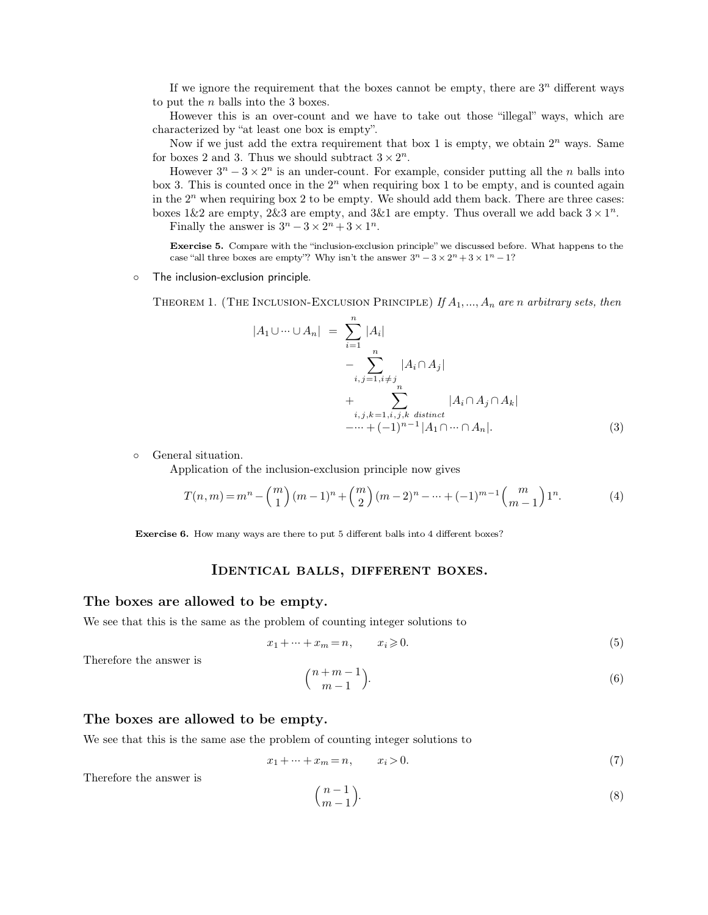If we ignore the requirement that the boxes cannot be empty, there are $3^n$ different ways to put the $n$ balls into the 3 boxes.

However this is an over-count and we have to take out those "illegal" ways, which are characterized by "at least one box is empty".

Now if we just add the extra requirement that box 1 is empty, we obtain $2^n$ ways. Same for boxes 2 and 3. Thus we should subtract $3 \times 2^n$.

However $3^n - 3 \times 2^n$ is an under-count. For example, consider putting all the $n$ balls into box 3. This is counted once in the $2^n$ when requiring box 1 to be empty, and is counted again in the $2^n$ when requiring box 2 to be empty. We should add them back. There are three cases: boxes 1&2 are empty, 2&3 are empty, and 3&1 are empty. Thus overall we add back $3 \times 1^n$.

Finally the answer is $3^n - 3 \times 2^n + 3 \times 1^n$.

**Exercise 5.** Compare with the "inclusion-exclusion principle" we discussed before. What happens to the case "all three boxes are empty"? Why isn't the answer $3^n - 3 \times 2^n + 3 \times 1^n - 1$?

- The inclusion-exclusion principle.

THEOREM 1. (THE INCLUSION-EXCLUSION PRINCIPLE) *If $A_1, \ldots, A_n$ are $n$ arbitrary sets, then*

$$
\begin{aligned}
|A_1 \cup \cdots \cup A_n| = & \sum_{i=1}^{n} |A_i| \\
& - \sum_{i,j=1, i \neq j}^{n} |A_i \cap A_j| \\
& + \sum_{i,j,k=1, i,j,k \text{ distinct}}^{n} |A_i \cap A_j \cap A_k| \\
& - \cdots + (-1)^{n-1} |A_1 \cap \cdots \cap A_n|.
\end{aligned} \tag{3}
$$

- General situation.

  Application of the inclusion-exclusion principle now gives

$$
T(n,m) = m^n - \binom{m}{1}(m-1)^n + \binom{m}{2}(m-2)^n - \cdots + (-1)^{m-1}\binom{m}{m-1}1^n. \tag{4}
$$

**Exercise 6.** How many ways are there to put 5 different balls into 4 different boxes?

## IDENTICAL BALLS, DIFFERENT BOXES.

### The boxes are allowed to be empty.

We see that this is the same as the problem of counting integer solutions to

$$
x_1 + \cdots + x_m = n, \qquad x_i \geqslant 0. \tag{5}
$$

Therefore the answer is

$$
\binom{n+m-1}{m-1}. \tag{6}
$$

### The boxes are allowed to be empty.

We see that this is the same ase the problem of counting integer solutions to

$$
x_1 + \cdots + x_m = n, \qquad x_i > 0. \tag{7}
$$

Therefore the answer is

$$
\binom{n-1}{m-1}. \tag{8}
$$